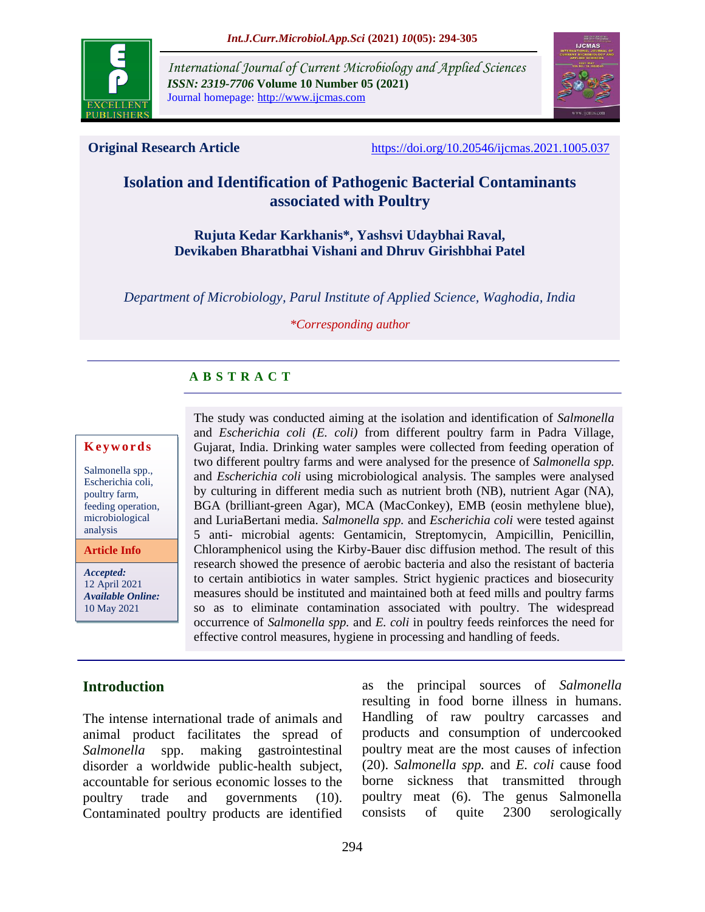International Journal of Current Microbiology and Applied Sciences
*ISSN: 2319-7706* **Volume 10 Number 05 (2021)**
Journal homepage: http://www.ijcmas.com

**Original Research Article** https://doi.org/10.20546/ijcmas.2021.1005.037

# Isolation and Identification of Pathogenic Bacterial Contaminants associated with Poultry

**Rujuta Kedar Karkhanis\*, Yashsvi Udaybhai Raval, Devikaben Bharatbhai Vishani and Dhruv Girishbhai Patel**

*Department of Microbiology, Parul Institute of Applied Science, Waghodia, India*

*\*Corresponding author*

## ABSTRACT

**Keywords**

Salmonella spp., Escherichia coli, poultry farm, feeding operation, microbiological analysis

**Article Info**

*Accepted:* 12 April 2021
*Available Online:* 10 May 2021

The study was conducted aiming at the isolation and identification of *Salmonella* and *Escherichia coli (E. coli)* from different poultry farm in Padra Village, Gujarat, India. Drinking water samples were collected from feeding operation of two different poultry farms and were analysed for the presence of *Salmonella spp.* and *Escherichia coli* using microbiological analysis. The samples were analysed by culturing in different media such as nutrient broth (NB), nutrient Agar (NA), BGA (brilliant-green Agar), MCA (MacConkey), EMB (eosin methylene blue), and LuriaBertani media. *Salmonella spp.* and *Escherichia coli* were tested against 5 anti- microbial agents: Gentamicin, Streptomycin, Ampicillin, Penicillin, Chloramphenicol using the Kirby-Bauer disc diffusion method. The result of this research showed the presence of aerobic bacteria and also the resistant of bacteria to certain antibiotics in water samples. Strict hygienic practices and biosecurity measures should be instituted and maintained both at feed mills and poultry farms so as to eliminate contamination associated with poultry. The widespread occurrence of *Salmonella spp.* and *E. coli* in poultry feeds reinforces the need for effective control measures, hygiene in processing and handling of feeds.

## Introduction

The intense international trade of animals and animal product facilitates the spread of *Salmonella* spp. making gastrointestinal disorder a worldwide public-health subject, accountable for serious economic losses to the poultry trade and governments (10). Contaminated poultry products are identified as the principal sources of *Salmonella* resulting in food borne illness in humans. Handling of raw poultry carcasses and products and consumption of undercooked poultry meat are the most causes of infection (20). *Salmonella spp.* and *E. coli* cause food borne sickness that transmitted through poultry meat (6). The genus Salmonella consists of quite 2300 serologically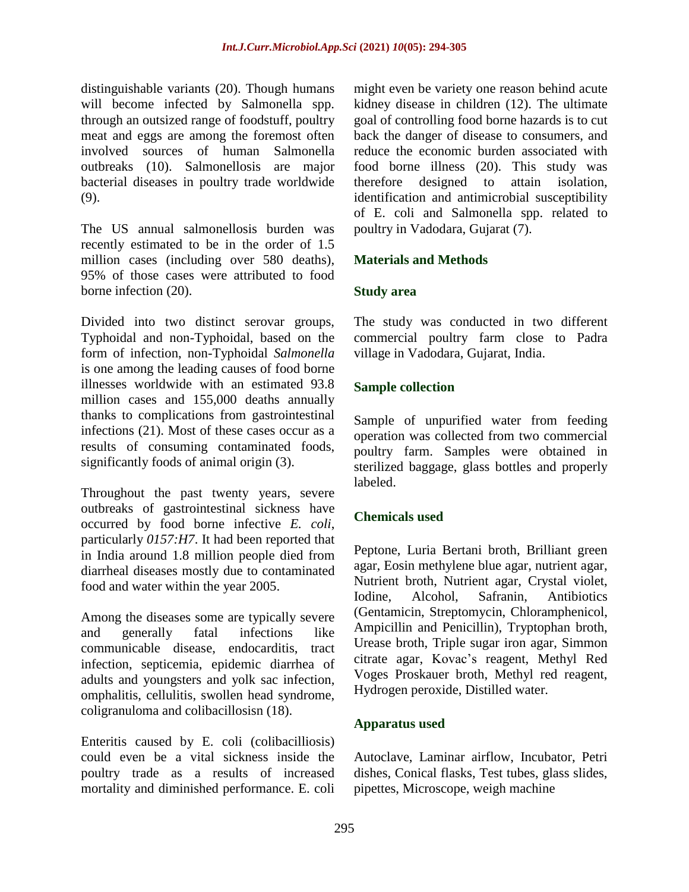distinguishable variants (20). Though humans will become infected by Salmonella spp. through an outsized range of foodstuff, poultry meat and eggs are among the foremost often involved sources of human Salmonella outbreaks (10). Salmonellosis are major bacterial diseases in poultry trade worldwide (9).

The US annual salmonellosis burden was recently estimated to be in the order of 1.5 million cases (including over 580 deaths), 95% of those cases were attributed to food borne infection (20).

Divided into two distinct serovar groups, Typhoidal and non-Typhoidal, based on the form of infection, non-Typhoidal *Salmonella* is one among the leading causes of food borne illnesses worldwide with an estimated 93.8 million cases and 155,000 deaths annually thanks to complications from gastrointestinal infections (21). Most of these cases occur as a results of consuming contaminated foods, significantly foods of animal origin (3).

Throughout the past twenty years, severe outbreaks of gastrointestinal sickness have occurred by food borne infective *E. coli*, particularly *0157:H7*. It had been reported that in India around 1.8 million people died from diarrheal diseases mostly due to contaminated food and water within the year 2005.

Among the diseases some are typically severe and generally fatal infections like communicable disease, endocarditis, tract infection, septicemia, epidemic diarrhea of adults and youngsters and yolk sac infection, omphalitis, cellulitis, swollen head syndrome, coligranuloma and colibacillosisn (18).

Enteritis caused by E. coli (colibacilliosis) could even be a vital sickness inside the poultry trade as a results of increased mortality and diminished performance. E. coli might even be variety one reason behind acute kidney disease in children (12). The ultimate goal of controlling food borne hazards is to cut back the danger of disease to consumers, and reduce the economic burden associated with food borne illness (20). This study was therefore designed to attain isolation, identification and antimicrobial susceptibility of E. coli and Salmonella spp. related to poultry in Vadodara, Gujarat (7).

## Materials and Methods

### Study area

The study was conducted in two different commercial poultry farm close to Padra village in Vadodara, Gujarat, India.

### Sample collection

Sample of unpurified water from feeding operation was collected from two commercial poultry farm. Samples were obtained in sterilized baggage, glass bottles and properly labeled.

### Chemicals used

Peptone, Luria Bertani broth, Brilliant green agar, Eosin methylene blue agar, nutrient agar, Nutrient broth, Nutrient agar, Crystal violet, Iodine, Alcohol, Safranin, Antibiotics (Gentamicin, Streptomycin, Chloramphenicol, Ampicillin and Penicillin), Tryptophan broth, Urease broth, Triple sugar iron agar, Simmon citrate agar, Kovac's reagent, Methyl Red Voges Proskauer broth, Methyl red reagent, Hydrogen peroxide, Distilled water.

### Apparatus used

Autoclave, Laminar airflow, Incubator, Petri dishes, Conical flasks, Test tubes, glass slides, pipettes, Microscope, weigh machine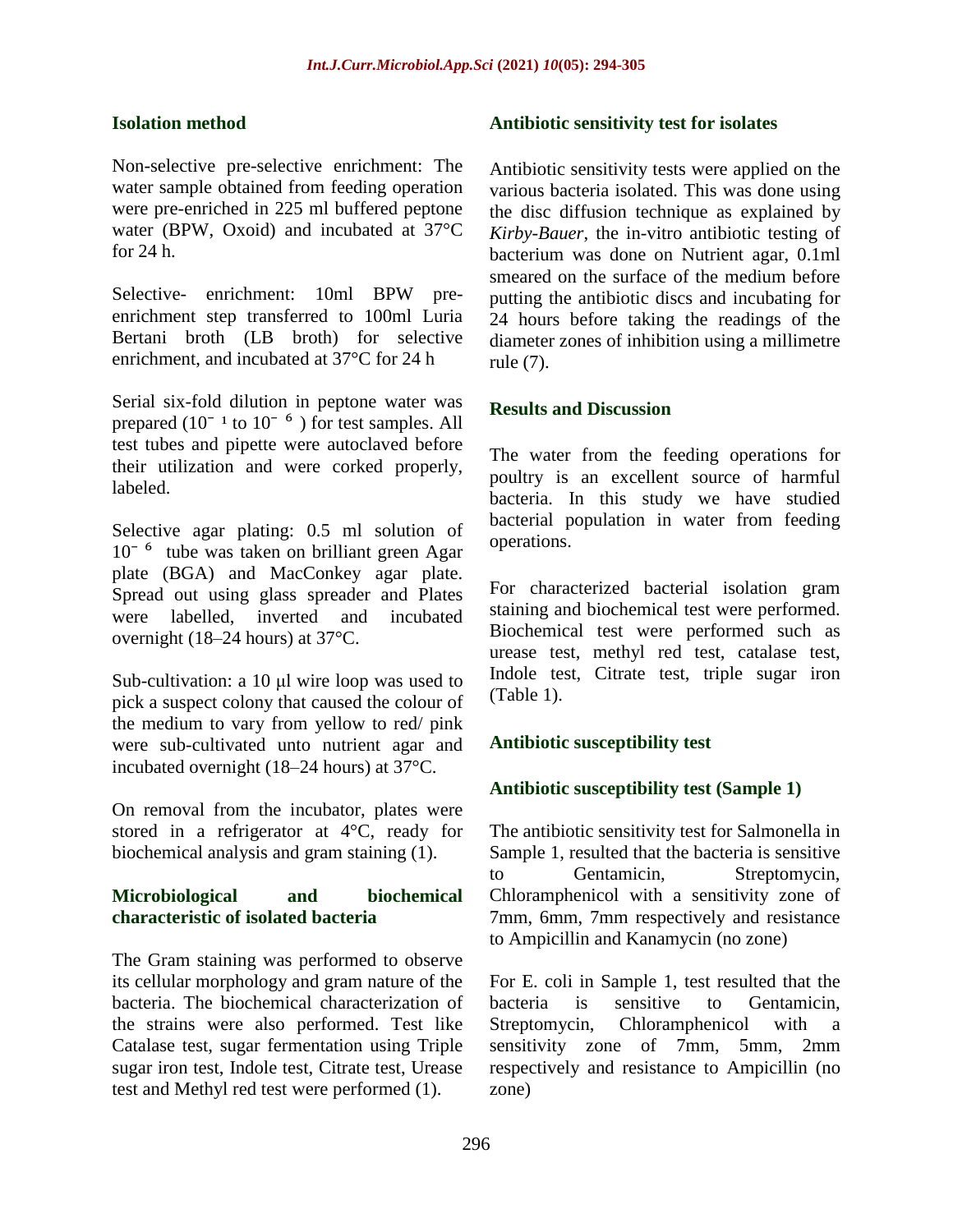### Isolation method

Non-selective pre-selective enrichment: The water sample obtained from feeding operation were pre-enriched in 225 ml buffered peptone water (BPW, Oxoid) and incubated at 37°C for 24 h.

Selective- enrichment: 10ml BPW pre-enrichment step transferred to 100ml Luria Bertani broth (LB broth) for selective enrichment, and incubated at 37°C for 24 h

Serial six-fold dilution in peptone water was prepared ($10^{-1}$ to $10^{-6}$ ) for test samples. All test tubes and pipette were autoclaved before their utilization and were corked properly, labeled.

Selective agar plating: 0.5 ml solution of $10^{-6}$ tube was taken on brilliant green Agar plate (BGA) and MacConkey agar plate. Spread out using glass spreader and Plates were labelled, inverted and incubated overnight (18–24 hours) at 37°C.

Sub-cultivation: a 10 μl wire loop was used to pick a suspect colony that caused the colour of the medium to vary from yellow to red/ pink were sub-cultivated unto nutrient agar and incubated overnight (18–24 hours) at 37°C.

On removal from the incubator, plates were stored in a refrigerator at 4°C, ready for biochemical analysis and gram staining (1).

### Microbiological and biochemical characteristic of isolated bacteria

The Gram staining was performed to observe its cellular morphology and gram nature of the bacteria. The biochemical characterization of the strains were also performed. Test like Catalase test, sugar fermentation using Triple sugar iron test, Indole test, Citrate test, Urease test and Methyl red test were performed (1).

### Antibiotic sensitivity test for isolates

Antibiotic sensitivity tests were applied on the various bacteria isolated. This was done using the disc diffusion technique as explained by *Kirby-Bauer*, the in-vitro antibiotic testing of bacterium was done on Nutrient agar, 0.1ml smeared on the surface of the medium before putting the antibiotic discs and incubating for 24 hours before taking the readings of the diameter zones of inhibition using a millimetre rule (7).

## Results and Discussion

The water from the feeding operations for poultry is an excellent source of harmful bacteria. In this study we have studied bacterial population in water from feeding operations.

For characterized bacterial isolation gram staining and biochemical test were performed. Biochemical test were performed such as urease test, methyl red test, catalase test, Indole test, Citrate test, triple sugar iron (Table 1).

### Antibiotic susceptibility test

### Antibiotic susceptibility test (Sample 1)

The antibiotic sensitivity test for Salmonella in Sample 1, resulted that the bacteria is sensitive to Gentamicin, Streptomycin, Chloramphenicol with a sensitivity zone of 7mm, 6mm, 7mm respectively and resistance to Ampicillin and Kanamycin (no zone)

For E. coli in Sample 1, test resulted that the bacteria is sensitive to Gentamicin, Streptomycin, Chloramphenicol with a sensitivity zone of 7mm, 5mm, 2mm respectively and resistance to Ampicillin (no zone)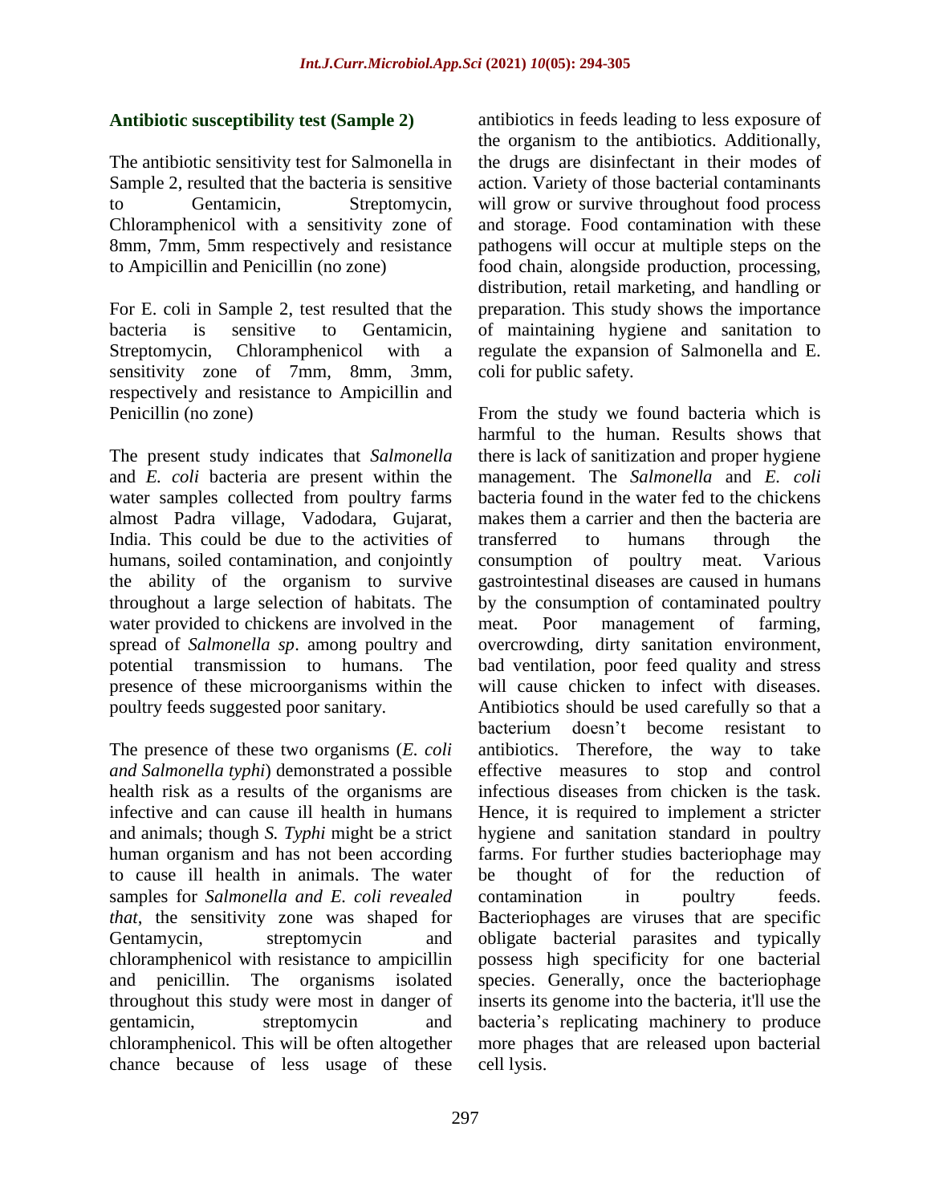### Antibiotic susceptibility test (Sample 2)

The antibiotic sensitivity test for Salmonella in Sample 2, resulted that the bacteria is sensitive to Gentamicin, Streptomycin, Chloramphenicol with a sensitivity zone of 8mm, 7mm, 5mm respectively and resistance to Ampicillin and Penicillin (no zone)

For E. coli in Sample 2, test resulted that the bacteria is sensitive to Gentamicin, Streptomycin, Chloramphenicol with a sensitivity zone of 7mm, 8mm, 3mm, respectively and resistance to Ampicillin and Penicillin (no zone)

The present study indicates that *Salmonella* and *E. coli* bacteria are present within the water samples collected from poultry farms almost Padra village, Vadodara, Gujarat, India. This could be due to the activities of humans, soiled contamination, and conjointly the ability of the organism to survive throughout a large selection of habitats. The water provided to chickens are involved in the spread of *Salmonella sp*. among poultry and potential transmission to humans. The presence of these microorganisms within the poultry feeds suggested poor sanitary.

The presence of these two organisms (*E. coli and Salmonella typhi*) demonstrated a possible health risk as a results of the organisms are infective and can cause ill health in humans and animals; though *S. Typhi* might be a strict human organism and has not been according to cause ill health in animals. The water samples for *Salmonella and E. coli revealed that*, the sensitivity zone was shaped for Gentamycin, streptomycin and chloramphenicol with resistance to ampicillin and penicillin. The organisms isolated throughout this study were most in danger of gentamicin, streptomycin and chloramphenicol. This will be often altogether chance because of less usage of these antibiotics in feeds leading to less exposure of the organism to the antibiotics. Additionally, the drugs are disinfectant in their modes of action. Variety of those bacterial contaminants will grow or survive throughout food process and storage. Food contamination with these pathogens will occur at multiple steps on the food chain, alongside production, processing, distribution, retail marketing, and handling or preparation. This study shows the importance of maintaining hygiene and sanitation to regulate the expansion of Salmonella and E. coli for public safety.

From the study we found bacteria which is harmful to the human. Results shows that there is lack of sanitization and proper hygiene management. The *Salmonella* and *E. coli* bacteria found in the water fed to the chickens makes them a carrier and then the bacteria are transferred to humans through the consumption of poultry meat. Various gastrointestinal diseases are caused in humans by the consumption of contaminated poultry meat. Poor management of farming, overcrowding, dirty sanitation environment, bad ventilation, poor feed quality and stress will cause chicken to infect with diseases. Antibiotics should be used carefully so that a bacterium doesn't become resistant to antibiotics. Therefore, the way to take effective measures to stop and control infectious diseases from chicken is the task. Hence, it is required to implement a stricter hygiene and sanitation standard in poultry farms. For further studies bacteriophage may be thought of for the reduction of contamination in poultry feeds. Bacteriophages are viruses that are specific obligate bacterial parasites and typically possess high specificity for one bacterial species. Generally, once the bacteriophage inserts its genome into the bacteria, it'll use the bacteria's replicating machinery to produce more phages that are released upon bacterial cell lysis.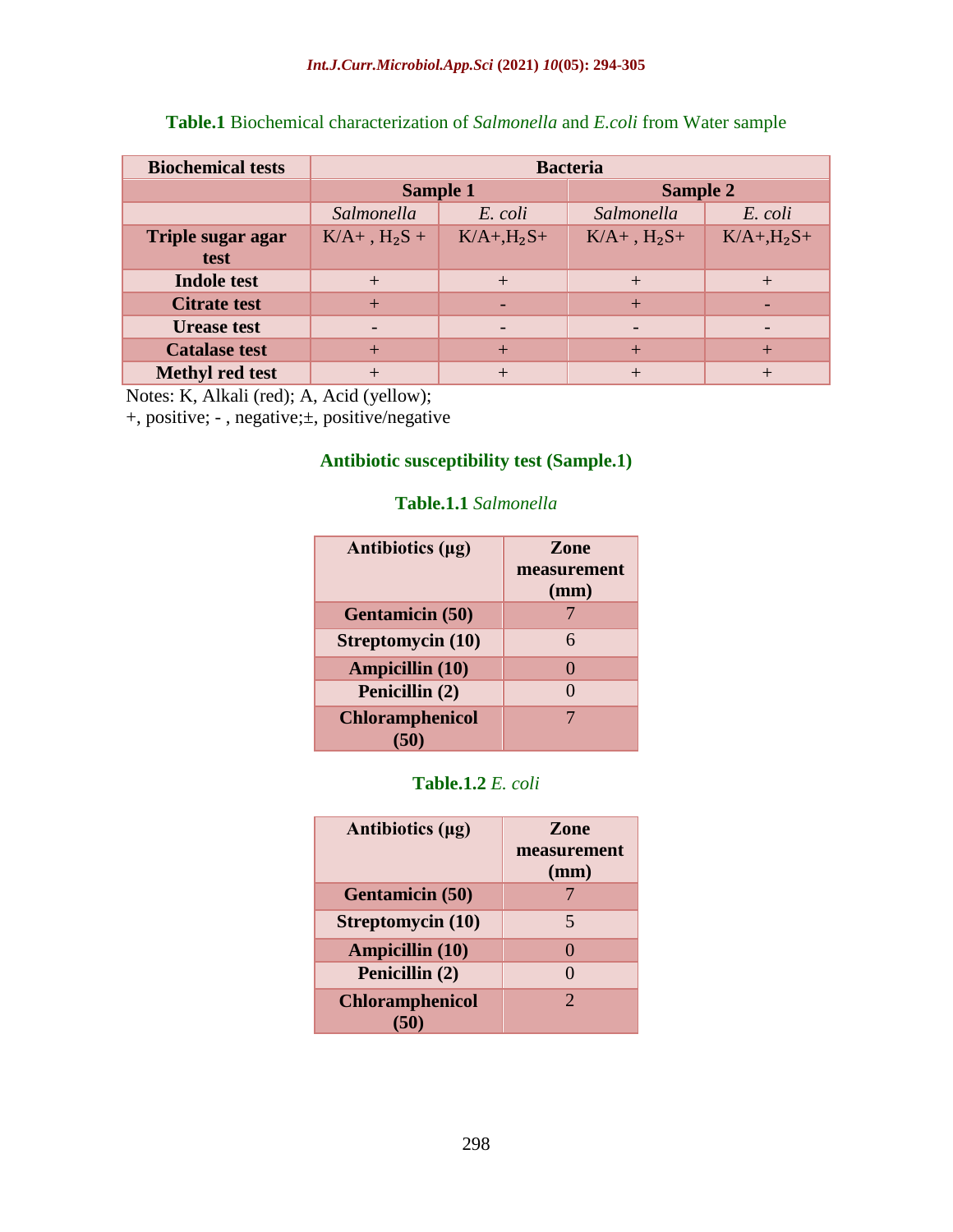**Table.1** Biochemical characterization of *Salmonella* and *E.coli* from Water sample

| Biochemical tests | Bacteria | | | |
|---|---|---|---|---|
| | Sample 1 | | Sample 2 | |
| | *Salmonella* | *E. coli* | *Salmonella* | *E. coli* |
| Triple sugar agar test | K/A+ , $H_2S$ + | K/A+,$H_2S$+ | K/A+ , $H_2S$+ | K/A+,$H_2S$+ |
| Indole test | + | + | + | + |
| Citrate test | + | - | + | - |
| Urease test | - | - | - | - |
| Catalase test | + | + | + | + |
| Methyl red test | + | + | + | + |

Notes: K, Alkali (red); A, Acid (yellow);
+, positive; - , negative;±, positive/negative

### Antibiotic susceptibility test (Sample.1)

**Table.1.1** *Salmonella*

| Antibiotics (µg) | Zone measurement (mm) |
|---|---|
| Gentamicin (50) | 7 |
| Streptomycin (10) | 6 |
| Ampicillin (10) | 0 |
| Penicillin (2) | 0 |
| Chloramphenicol (50) | 7 |

**Table.1.2** *E. coli*

| Antibiotics (µg) | Zone measurement (mm) |
|---|---|
| Gentamicin (50) | 7 |
| Streptomycin (10) | 5 |
| Ampicillin (10) | 0 |
| Penicillin (2) | 0 |
| Chloramphenicol (50) | 2 |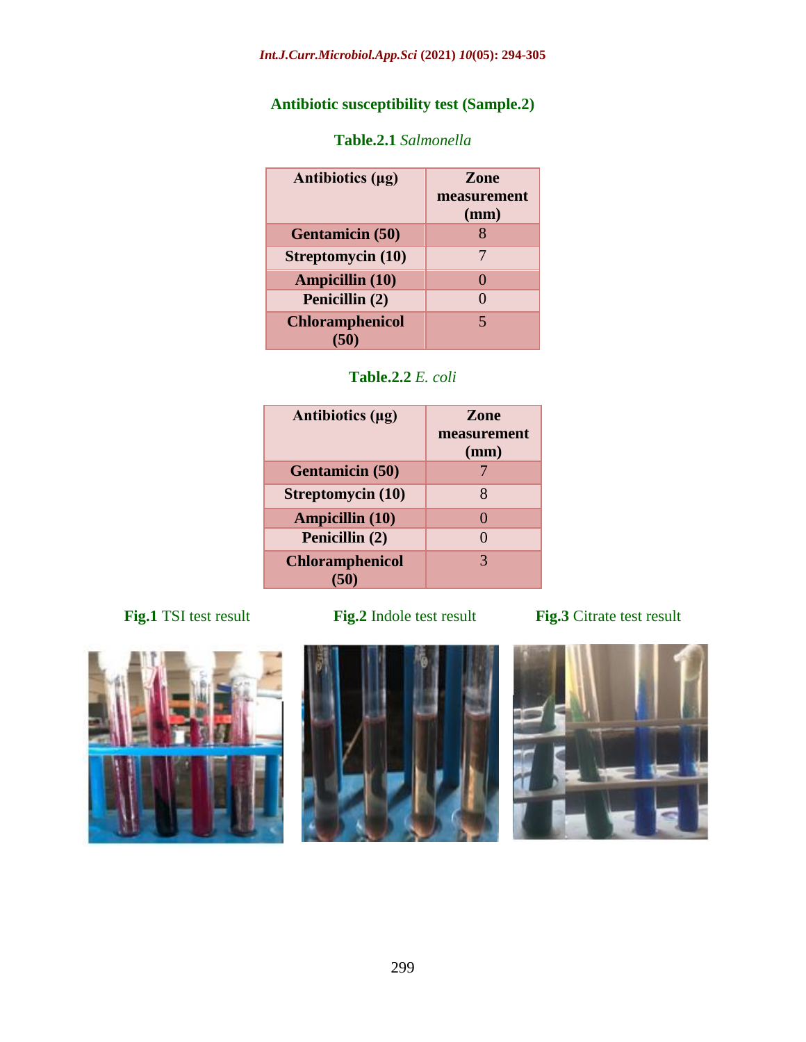## Antibiotic susceptibility test (Sample.2)

**Table.2.1** *Salmonella*

| Antibiotics (µg) | Zone measurement (mm) |
|---|---|
| Gentamicin (50) | 8 |
| Streptomycin (10) | 7 |
| Ampicillin (10) | 0 |
| Penicillin (2) | 0 |
| Chloramphenicol (50) | 5 |

**Table.2.2** *E. coli*

| Antibiotics (µg) | Zone measurement (mm) |
|---|---|
| Gentamicin (50) | 7 |
| Streptomycin (10) | 8 |
| Ampicillin (10) | 0 |
| Penicillin (2) | 0 |
| Chloramphenicol (50) | 3 |

**Fig.1** TSI test result

**Fig.2** Indole test result

**Fig.3** Citrate test result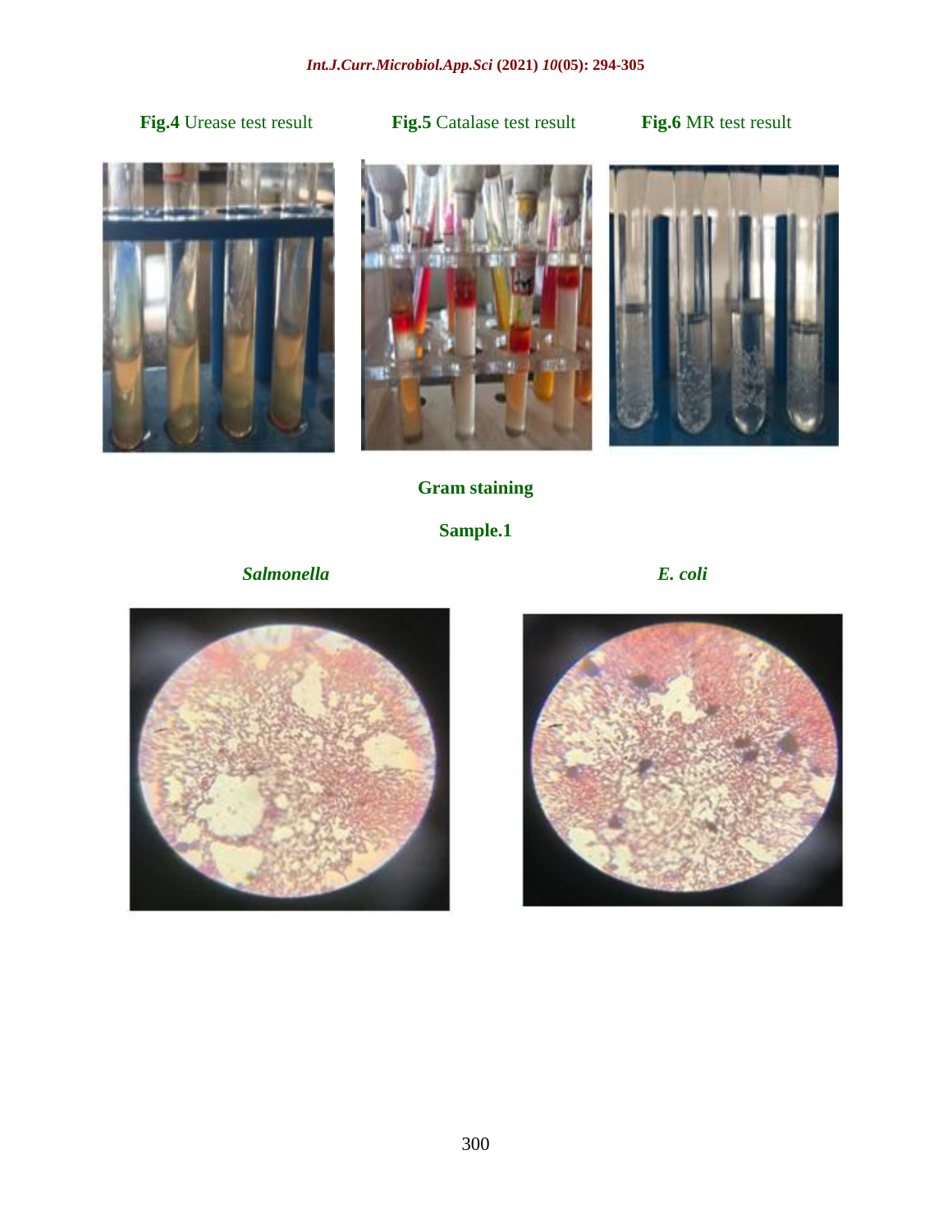**Fig.4** Urease test result

**Fig.5** Catalase test result

**Fig.6** MR test result

**Gram staining**

**Sample.1**

***Salmonella***

***E. coli***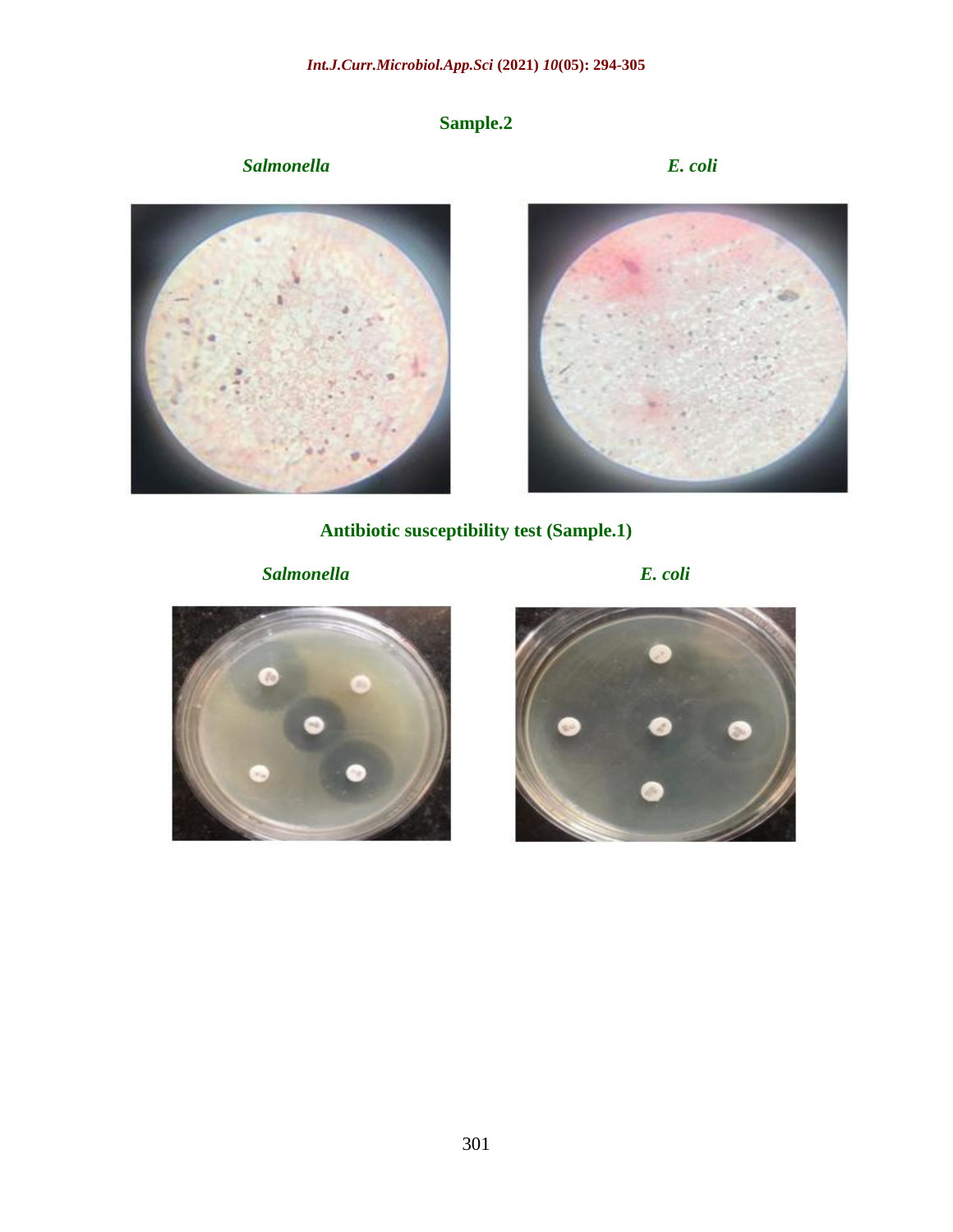**Sample.2**

*Salmonella* *E. coli*

**Antibiotic susceptibility test (Sample.1)**

*Salmonella* *E. coli*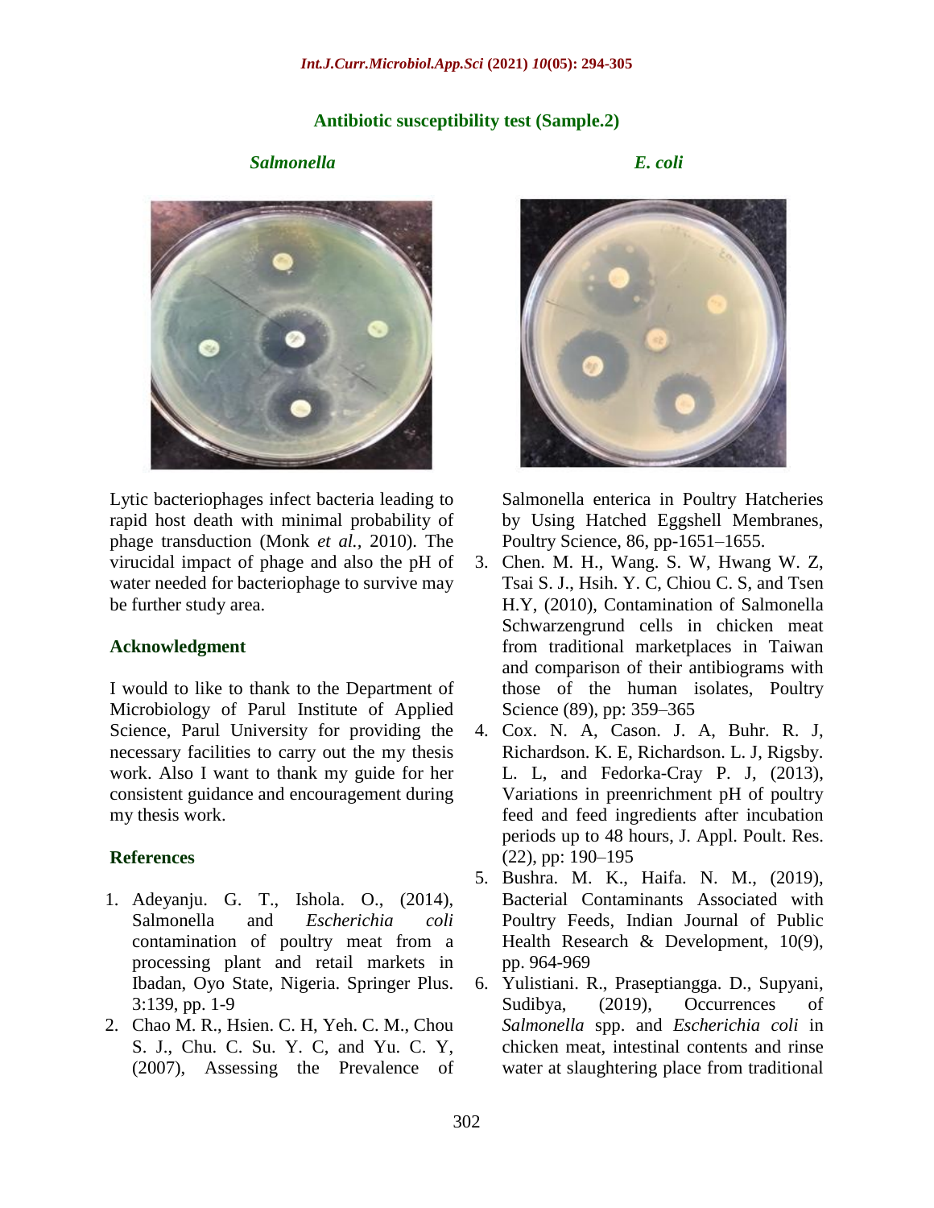**Antibiotic susceptibility test (Sample.2)**

*Salmonella* *E. coli*

Lytic bacteriophages infect bacteria leading to rapid host death with minimal probability of phage transduction (Monk *et al.,* 2010). The virucidal impact of phage and also the pH of water needed for bacteriophage to survive may be further study area.

## Acknowledgment

I would to like to thank to the Department of Microbiology of Parul Institute of Applied Science, Parul University for providing the necessary facilities to carry out the my thesis work. Also I want to thank my guide for her consistent guidance and encouragement during my thesis work.

## References

1. Adeyanju. G. T., Ishola. O., (2014), Salmonella and *Escherichia coli* contamination of poultry meat from a processing plant and retail markets in Ibadan, Oyo State, Nigeria. Springer Plus. 3:139, pp. 1-9
2. Chao M. R., Hsien. C. H, Yeh. C. M., Chou S. J., Chu. C. Su. Y. C, and Yu. C. Y, (2007), Assessing the Prevalence of Salmonella enterica in Poultry Hatcheries by Using Hatched Eggshell Membranes, Poultry Science, 86, pp-1651–1655.
3. Chen. M. H., Wang. S. W, Hwang W. Z, Tsai S. J., Hsih. Y. C, Chiou C. S, and Tsen H.Y, (2010), Contamination of Salmonella Schwarzengrund cells in chicken meat from traditional marketplaces in Taiwan and comparison of their antibiograms with those of the human isolates, Poultry Science (89), pp: 359–365
4. Cox. N. A, Cason. J. A, Buhr. R. J, Richardson. K. E, Richardson. L. J, Rigsby. L. L, and Fedorka-Cray P. J, (2013), Variations in preenrichment pH of poultry feed and feed ingredients after incubation periods up to 48 hours, J. Appl. Poult. Res. (22), pp: 190–195
5. Bushra. M. K., Haifa. N. M., (2019), Bacterial Contaminants Associated with Poultry Feeds, Indian Journal of Public Health Research & Development, 10(9), pp. 964-969
6. Yulistiani. R., Praseptiangga. D., Supyani, Sudibya, (2019), Occurrences of *Salmonella* spp. and *Escherichia coli* in chicken meat, intestinal contents and rinse water at slaughtering place from traditional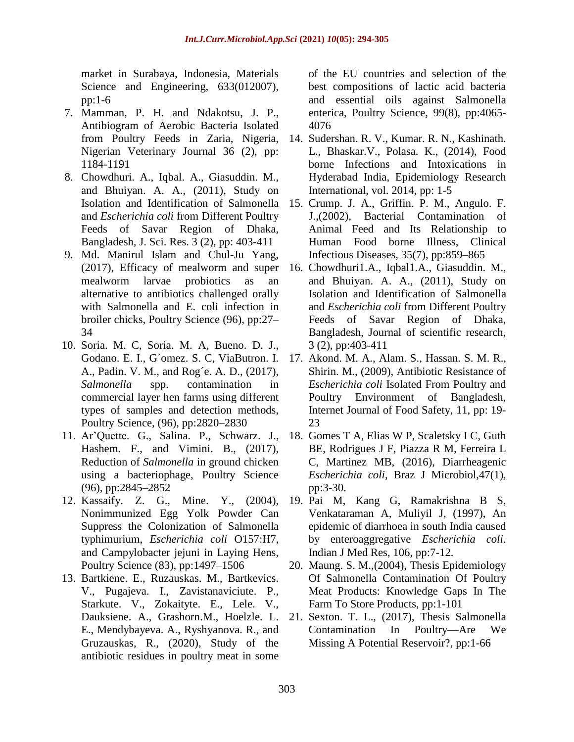market in Surabaya, Indonesia, Materials Science and Engineering, 633(012007), pp:1-6

7. Mamman, P. H. and Ndakotsu, J. P., Antibiogram of Aerobic Bacteria Isolated from Poultry Feeds in Zaria, Nigeria, Nigerian Veterinary Journal 36 (2), pp: 1184-1191
8. Chowdhuri. A., Iqbal. A., Giasuddin. M., and Bhuiyan. A. A., (2011), Study on Isolation and Identification of Salmonella and *Escherichia coli* from Different Poultry Feeds of Savar Region of Dhaka, Bangladesh, J. Sci. Res. 3 (2), pp: 403-411
9. Md. Manirul Islam and Chul-Ju Yang, (2017), Efficacy of mealworm and super mealworm larvae probiotics as an alternative to antibiotics challenged orally with Salmonella and E. coli infection in broiler chicks, Poultry Science (96), pp:27–34
10. Soria. M. C, Soria. M. A, Bueno. D. J., Godano. E. I., G´omez. S. C, ViaButron. I. A., Padin. V. M., and Rog´e. A. D., (2017), *Salmonella* spp. contamination in commercial layer hen farms using different types of samples and detection methods, Poultry Science, (96), pp:2820–2830
11. Ar'Quette. G., Salina. P., Schwarz. J., Hashem. F., and Vimini. B., (2017), Reduction of *Salmonella* in ground chicken using a bacteriophage, Poultry Science (96), pp:2845–2852
12. Kassaify. Z. G., Mine. Y., (2004), Nonimmunized Egg Yolk Powder Can Suppress the Colonization of Salmonella typhimurium, *Escherichia coli* O157:H7, and Campylobacter jejuni in Laying Hens, Poultry Science (83), pp:1497–1506
13. Bartkiene. E., Ruzauskas. M., Bartkevics. V., Pugajeva. I., Zavistanaviciute. P., Starkute. V., Zokaityte. E., Lele. V., Dauksiene. A., Grashorn.M., Hoelzle. L. E., Mendybayeva. A., Ryshyanova. R., and Gruzauskas, R., (2020), Study of the antibiotic residues in poultry meat in some of the EU countries and selection of the best compositions of lactic acid bacteria and essential oils against Salmonella enterica, Poultry Science, 99(8), pp:4065-4076
14. Sudershan. R. V., Kumar. R. N., Kashinath. L., Bhaskar.V., Polasa. K., (2014), Food borne Infections and Intoxications in Hyderabad India, Epidemiology Research International, vol. 2014, pp: 1-5
15. Crump. J. A., Griffin. P. M., Angulo. F. J.,(2002), Bacterial Contamination of Animal Feed and Its Relationship to Human Food borne Illness, Clinical Infectious Diseases, 35(7), pp:859–865
16. Chowdhuri1.A., Iqbal1.A., Giasuddin. M., and Bhuiyan. A. A., (2011), Study on Isolation and Identification of Salmonella and *Escherichia coli* from Different Poultry Feeds of Savar Region of Dhaka, Bangladesh, Journal of scientific research, 3 (2), pp:403-411
17. Akond. M. A., Alam. S., Hassan. S. M. R., Shirin. M., (2009), Antibiotic Resistance of *Escherichia coli* Isolated From Poultry and Poultry Environment of Bangladesh, Internet Journal of Food Safety, 11, pp: 19-23
18. Gomes T A, Elias W P, Scaletsky I C, Guth BE, Rodrigues J F, Piazza R M, Ferreira L C, Martinez MB, (2016), Diarrheagenic *Escherichia coli*, Braz J Microbiol,47(1), pp:3-30.
19. Pai M, Kang G, Ramakrishna B S, Venkataraman A, Muliyil J, (1997), An epidemic of diarrhoea in south India caused by enteroaggregative *Escherichia coli*. Indian J Med Res, 106, pp:7-12.
20. Maung. S. M.,(2004), Thesis Epidemiology Of Salmonella Contamination Of Poultry Meat Products: Knowledge Gaps In The Farm To Store Products, pp:1-101
21. Sexton. T. L., (2017), Thesis Salmonella Contamination In Poultry—Are We Missing A Potential Reservoir?, pp:1-66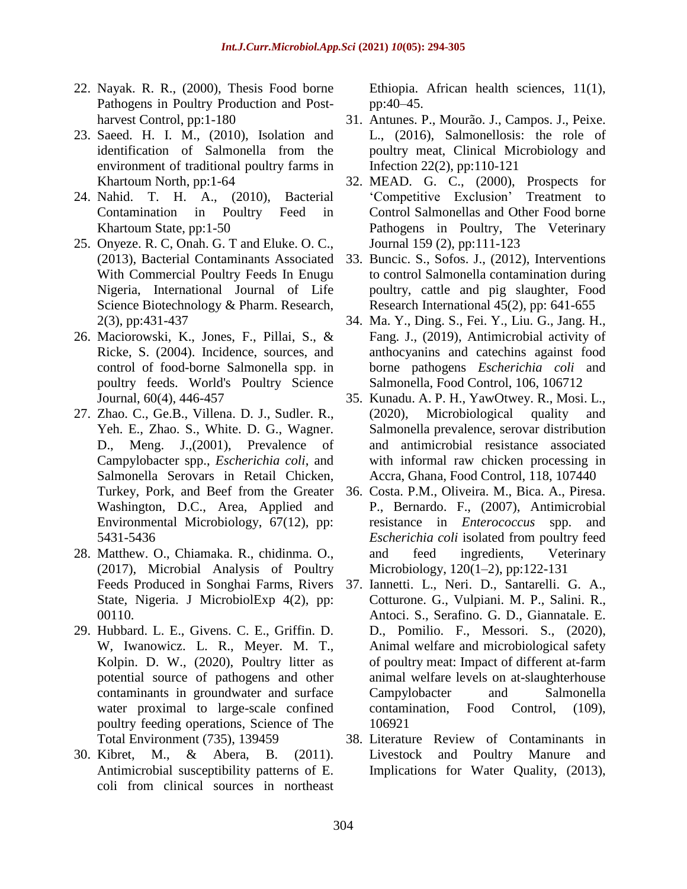22. Nayak. R. R., (2000), Thesis Food borne Pathogens in Poultry Production and Post-harvest Control, pp:1-180
23. Saeed. H. I. M., (2010), Isolation and identification of Salmonella from the environment of traditional poultry farms in Khartoum North, pp:1-64
24. Nahid. T. H. A., (2010), Bacterial Contamination in Poultry Feed in Khartoum State, pp:1-50
25. Onyeze. R. C, Onah. G. T and Eluke. O. C., (2013), Bacterial Contaminants Associated With Commercial Poultry Feeds In Enugu Nigeria, International Journal of Life Science Biotechnology & Pharm. Research, 2(3), pp:431-437
26. Maciorowski, K., Jones, F., Pillai, S., & Ricke, S. (2004). Incidence, sources, and control of food-borne Salmonella spp. in poultry feeds. World's Poultry Science Journal, 60(4), 446-457
27. Zhao. C., Ge.B., Villena. D. J., Sudler. R., Yeh. E., Zhao. S., White. D. G., Wagner. D., Meng. J.,(2001), Prevalence of Campylobacter spp., *Escherichia coli*, and Salmonella Serovars in Retail Chicken, Turkey, Pork, and Beef from the Greater Washington, D.C., Area, Applied and Environmental Microbiology, 67(12), pp: 5431-5436
28. Matthew. O., Chiamaka. R., chidinma. O., (2017), Microbial Analysis of Poultry Feeds Produced in Songhai Farms, Rivers State, Nigeria. J MicrobiolExp 4(2), pp: 00110.
29. Hubbard. L. E., Givens. C. E., Griffin. D. W, Iwanowicz. L. R., Meyer. M. T., Kolpin. D. W., (2020), Poultry litter as potential source of pathogens and other contaminants in groundwater and surface water proximal to large-scale confined poultry feeding operations, Science of The Total Environment (735), 139459
30. Kibret, M., & Abera, B. (2011). Antimicrobial susceptibility patterns of E. coli from clinical sources in northeast Ethiopia. African health sciences, 11(1), pp:40–45.
31. Antunes. P., Mourão. J., Campos. J., Peixe. L., (2016), Salmonellosis: the role of poultry meat, Clinical Microbiology and Infection 22(2), pp:110-121
32. MEAD. G. C., (2000), Prospects for 'Competitive Exclusion' Treatment to Control Salmonellas and Other Food borne Pathogens in Poultry, The Veterinary Journal 159 (2), pp:111-123
33. Buncic. S., Sofos. J., (2012), Interventions to control Salmonella contamination during poultry, cattle and pig slaughter, Food Research International 45(2), pp: 641-655
34. Ma. Y., Ding. S., Fei. Y., Liu. G., Jang. H., Fang. J., (2019), Antimicrobial activity of anthocyanins and catechins against food borne pathogens *Escherichia coli* and Salmonella, Food Control, 106, 106712
35. Kunadu. A. P. H., YawOtwey. R., Mosi. L., (2020), Microbiological quality and Salmonella prevalence, serovar distribution and antimicrobial resistance associated with informal raw chicken processing in Accra, Ghana, Food Control, 118, 107440
36. Costa. P.M., Oliveira. M., Bica. A., Piresa. P., Bernardo. F., (2007), Antimicrobial resistance in *Enterococcus* spp. and *Escherichia coli* isolated from poultry feed and feed ingredients, Veterinary Microbiology, 120(1–2), pp:122-131
37. Iannetti. L., Neri. D., Santarelli. G. A., Cotturone. G., Vulpiani. M. P., Salini. R., Antoci. S., Serafino. G. D., Giannatale. E. D., Pomilio. F., Messori. S., (2020), Animal welfare and microbiological safety of poultry meat: Impact of different at-farm animal welfare levels on at-slaughterhouse Campylobacter and Salmonella contamination, Food Control, (109), 106921
38. Literature Review of Contaminants in Livestock and Poultry Manure and Implications for Water Quality, (2013),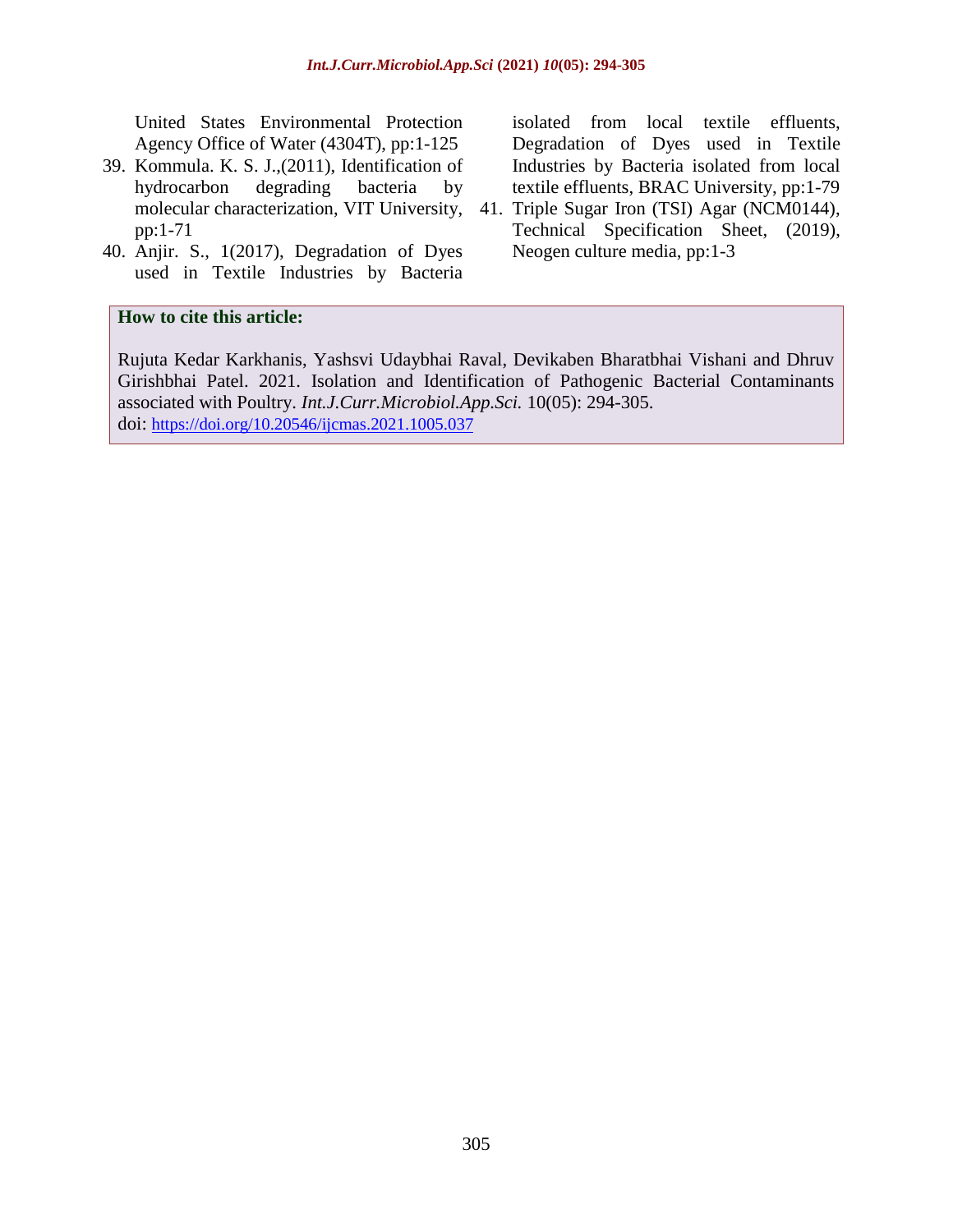United States Environmental Protection Agency Office of Water (4304T), pp:1-125

39. Kommula. K. S. J.,(2011), Identification of hydrocarbon degrading bacteria by molecular characterization, VIT University, pp:1-71
40. Anjir. S., 1(2017), Degradation of Dyes used in Textile Industries by Bacteria isolated from local textile effluents, Degradation of Dyes used in Textile Industries by Bacteria isolated from local textile effluents, BRAC University, pp:1-79
41. Triple Sugar Iron (TSI) Agar (NCM0144), Technical Specification Sheet, (2019), Neogen culture media, pp:1-3

**How to cite this article:**

Rujuta Kedar Karkhanis, Yashsvi Udaybhai Raval, Devikaben Bharatbhai Vishani and Dhruv Girishbhai Patel. 2021. Isolation and Identification of Pathogenic Bacterial Contaminants associated with Poultry. *Int.J.Curr.Microbiol.App.Sci.* 10(05): 294-305.
doi: https://doi.org/10.20546/ijcmas.2021.1005.037